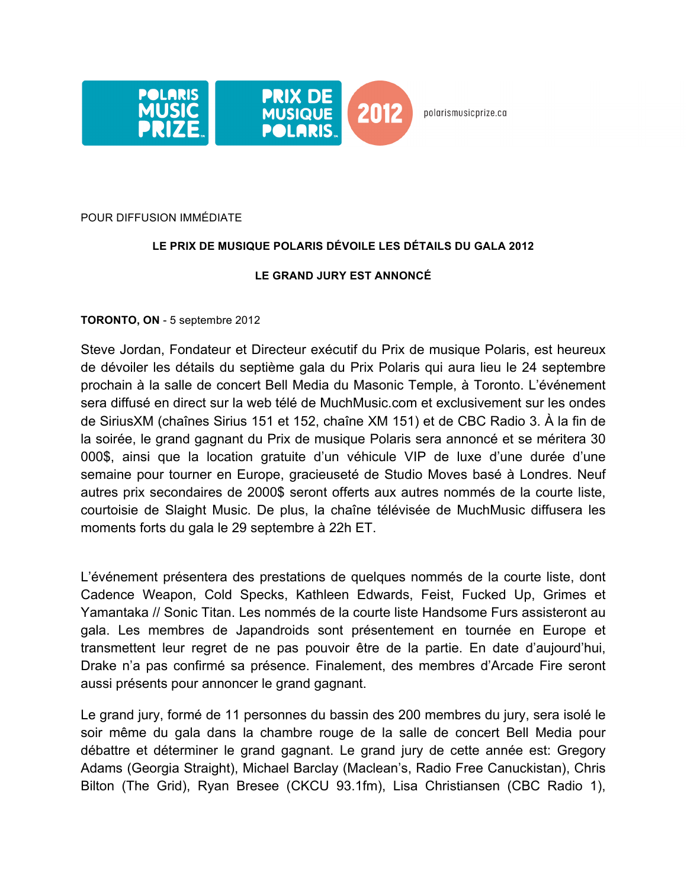POLARIS MUSIC PRIZE | PRIX DE MUSIQUE POLARIS | 2012 | polarismusicprize.ca

POUR DIFFUSION IMMÉDIATE

**LE PRIX DE MUSIQUE POLARIS DÉVOILE LES DÉTAILS DU GALA 2012**

**LE GRAND JURY EST ANNONCÉ**

**TORONTO, ON** - 5 septembre 2012

Steve Jordan, Fondateur et Directeur exécutif du Prix de musique Polaris, est heureux de dévoiler les détails du septième gala du Prix Polaris qui aura lieu le 24 septembre prochain à la salle de concert Bell Media du Masonic Temple, à Toronto. L'événement sera diffusé en direct sur la web télé de MuchMusic.com et exclusivement sur les ondes de SiriusXM (chaînes Sirius 151 et 152, chaîne XM 151) et de CBC Radio 3. À la fin de la soirée, le grand gagnant du Prix de musique Polaris sera annoncé et se méritera 30 000$, ainsi que la location gratuite d'un véhicule VIP de luxe d'une durée d'une semaine pour tourner en Europe, gracieuseté de Studio Moves basé à Londres. Neuf autres prix secondaires de 2000$ seront offerts aux autres nommés de la courte liste, courtoisie de Slaight Music. De plus, la chaîne télévisée de MuchMusic diffusera les moments forts du gala le 29 septembre à 22h ET.

L'événement présentera des prestations de quelques nommés de la courte liste, dont Cadence Weapon, Cold Specks, Kathleen Edwards, Feist, Fucked Up, Grimes et Yamantaka // Sonic Titan. Les nommés de la courte liste Handsome Furs assisteront au gala. Les membres de Japandroids sont présentement en tournée en Europe et transmettent leur regret de ne pas pouvoir être de la partie. En date d'aujourd'hui, Drake n'a pas confirmé sa présence. Finalement, des membres d'Arcade Fire seront aussi présents pour annoncer le grand gagnant.

Le grand jury, formé de 11 personnes du bassin des 200 membres du jury, sera isolé le soir même du gala dans la chambre rouge de la salle de concert Bell Media pour débattre et déterminer le grand gagnant. Le grand jury de cette année est: Gregory Adams (Georgia Straight), Michael Barclay (Maclean's, Radio Free Canuckistan), Chris Bilton (The Grid), Ryan Bresee (CKCU 93.1fm), Lisa Christiansen (CBC Radio 1),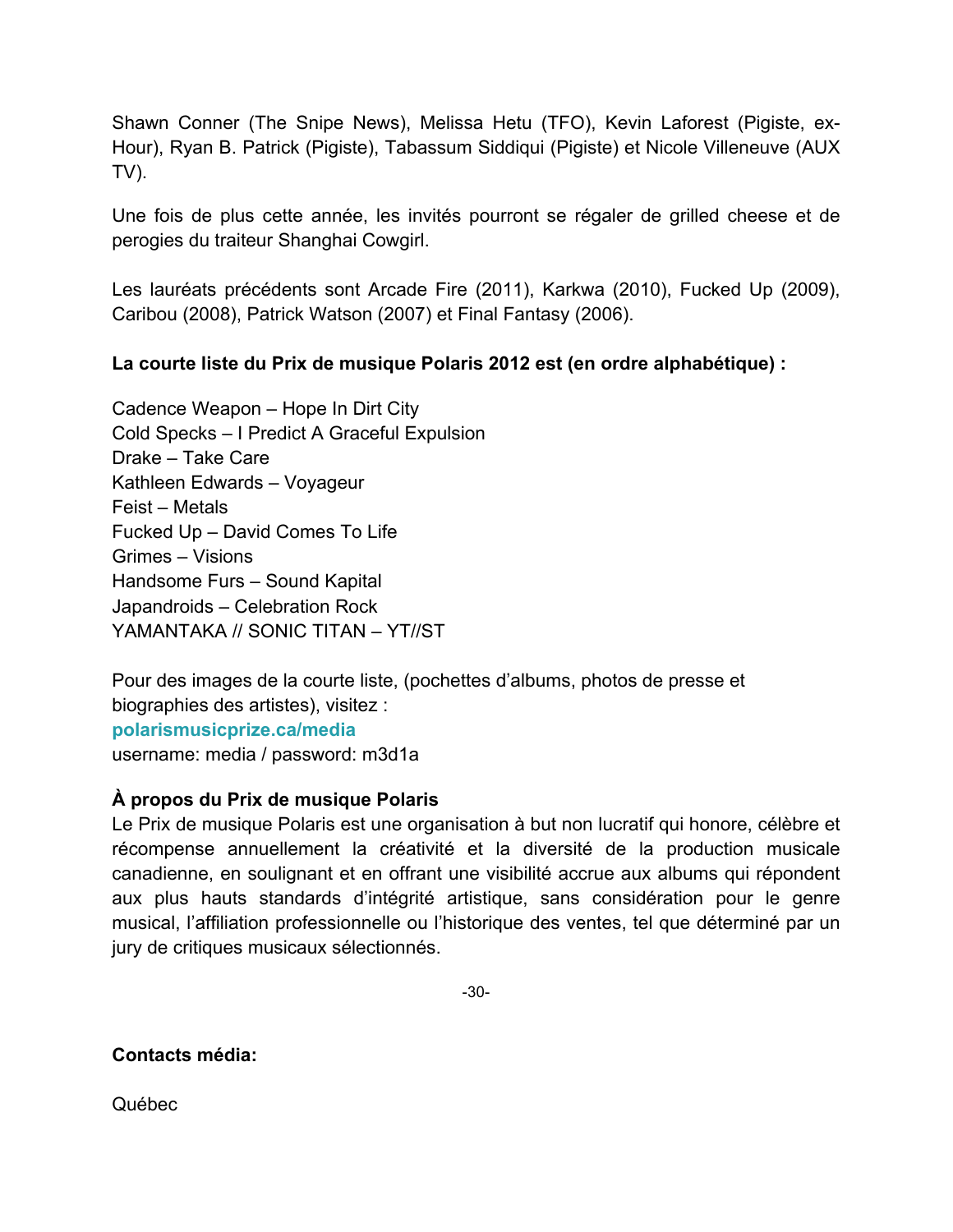Shawn Conner (The Snipe News), Melissa Hetu (TFO), Kevin Laforest (Pigiste, ex-Hour), Ryan B. Patrick (Pigiste), Tabassum Siddiqui (Pigiste) et Nicole Villeneuve (AUX TV).

Une fois de plus cette année, les invités pourront se régaler de grilled cheese et de perogies du traiteur Shanghai Cowgirl.

Les lauréats précédents sont Arcade Fire (2011), Karkwa (2010), Fucked Up (2009), Caribou (2008), Patrick Watson (2007) et Final Fantasy (2006).

**La courte liste du Prix de musique Polaris 2012 est (en ordre alphabétique) :**

Cadence Weapon – Hope In Dirt City
Cold Specks – I Predict A Graceful Expulsion
Drake – Take Care
Kathleen Edwards – Voyageur
Feist – Metals
Fucked Up – David Comes To Life
Grimes – Visions
Handsome Furs – Sound Kapital
Japandroids – Celebration Rock
YAMANTAKA // SONIC TITAN – YT//ST

Pour des images de la courte liste, (pochettes d'albums, photos de presse et biographies des artistes), visitez :
**polarismusicprize.ca/media**
username: media / password: m3d1a

**À propos du Prix de musique Polaris**
Le Prix de musique Polaris est une organisation à but non lucratif qui honore, célèbre et récompense annuellement la créativité et la diversité de la production musicale canadienne, en soulignant et en offrant une visibilité accrue aux albums qui répondent aux plus hauts standards d'intégrité artistique, sans considération pour le genre musical, l'affiliation professionnelle ou l'historique des ventes, tel que déterminé par un jury de critiques musicaux sélectionnés.

-30-

**Contacts média:**

Québec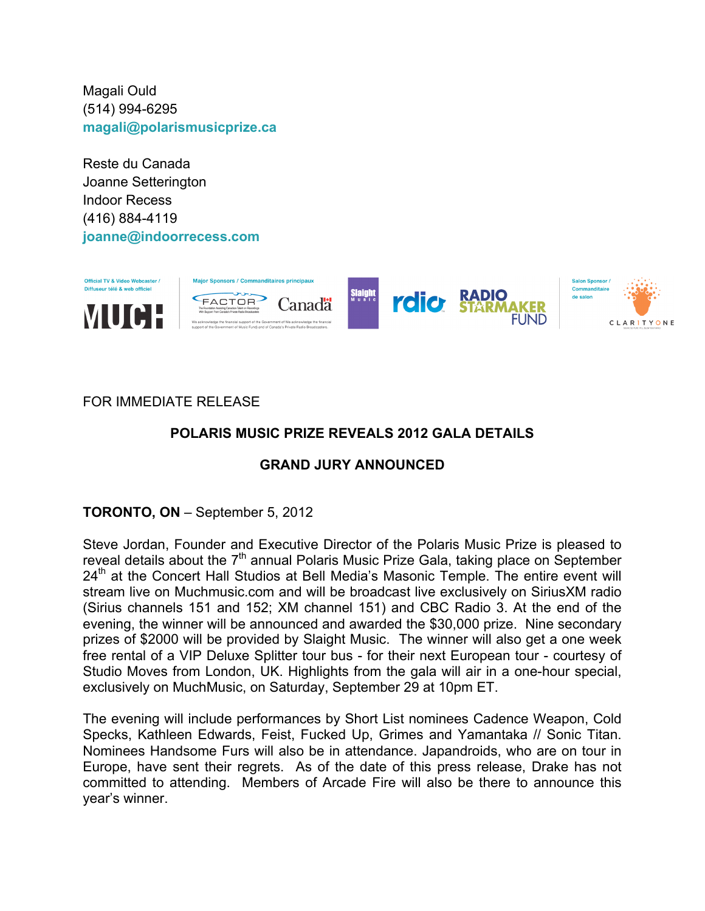Magali Ould
(514) 994-6295
**magali@polarismusicprize.ca**

Reste du Canada
Joanne Setterington
Indoor Recess
(416) 884-4119
**joanne@indoorrecess.com**

Official TV & Video Webcaster / Diffuseur télé & web officiel — MUCH | Major Sponsors / Commanditaires principaux — FACTOR, Canada, Slaight Music, rdio, Radio Starmaker Fund | Salon Sponsor / Commanditaire de salon — ClarityOne

FOR IMMEDIATE RELEASE

**POLARIS MUSIC PRIZE REVEALS 2012 GALA DETAILS**

**GRAND JURY ANNOUNCED**

**TORONTO, ON** – September 5, 2012

Steve Jordan, Founder and Executive Director of the Polaris Music Prize is pleased to reveal details about the 7th annual Polaris Music Prize Gala, taking place on September 24th at the Concert Hall Studios at Bell Media's Masonic Temple. The entire event will stream live on Muchmusic.com and will be broadcast live exclusively on SiriusXM radio (Sirius channels 151 and 152; XM channel 151) and CBC Radio 3. At the end of the evening, the winner will be announced and awarded the $30,000 prize. Nine secondary prizes of $2000 will be provided by Slaight Music. The winner will also get a one week free rental of a VIP Deluxe Splitter tour bus - for their next European tour - courtesy of Studio Moves from London, UK. Highlights from the gala will air in a one-hour special, exclusively on MuchMusic, on Saturday, September 29 at 10pm ET.

The evening will include performances by Short List nominees Cadence Weapon, Cold Specks, Kathleen Edwards, Feist, Fucked Up, Grimes and Yamantaka // Sonic Titan. Nominees Handsome Furs will also be in attendance. Japandroids, who are on tour in Europe, have sent their regrets. As of the date of this press release, Drake has not committed to attending. Members of Arcade Fire will also be there to announce this year's winner.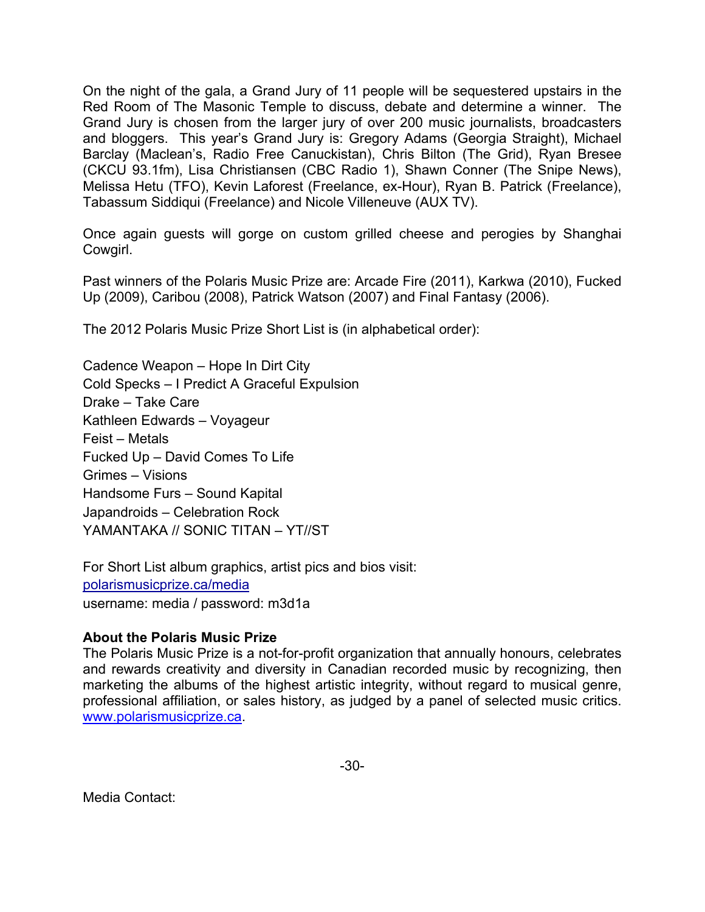On the night of the gala, a Grand Jury of 11 people will be sequestered upstairs in the Red Room of The Masonic Temple to discuss, debate and determine a winner. The Grand Jury is chosen from the larger jury of over 200 music journalists, broadcasters and bloggers. This year's Grand Jury is: Gregory Adams (Georgia Straight), Michael Barclay (Maclean's, Radio Free Canuckistan), Chris Bilton (The Grid), Ryan Bresee (CKCU 93.1fm), Lisa Christiansen (CBC Radio 1), Shawn Conner (The Snipe News), Melissa Hetu (TFO), Kevin Laforest (Freelance, ex-Hour), Ryan B. Patrick (Freelance), Tabassum Siddiqui (Freelance) and Nicole Villeneuve (AUX TV).

Once again guests will gorge on custom grilled cheese and perogies by Shanghai Cowgirl.

Past winners of the Polaris Music Prize are: Arcade Fire (2011), Karkwa (2010), Fucked Up (2009), Caribou (2008), Patrick Watson (2007) and Final Fantasy (2006).

The 2012 Polaris Music Prize Short List is (in alphabetical order):

Cadence Weapon – Hope In Dirt City
Cold Specks – I Predict A Graceful Expulsion
Drake – Take Care
Kathleen Edwards – Voyageur
Feist – Metals
Fucked Up – David Comes To Life
Grimes – Visions
Handsome Furs – Sound Kapital
Japandroids – Celebration Rock
YAMANTAKA // SONIC TITAN – YT//ST

For Short List album graphics, artist pics and bios visit:
polarismusicprize.ca/media
username: media / password: m3d1a

**About the Polaris Music Prize**
The Polaris Music Prize is a not-for-profit organization that annually honours, celebrates and rewards creativity and diversity in Canadian recorded music by recognizing, then marketing the albums of the highest artistic integrity, without regard to musical genre, professional affiliation, or sales history, as judged by a panel of selected music critics. www.polarismusicprize.ca.

-30-

Media Contact: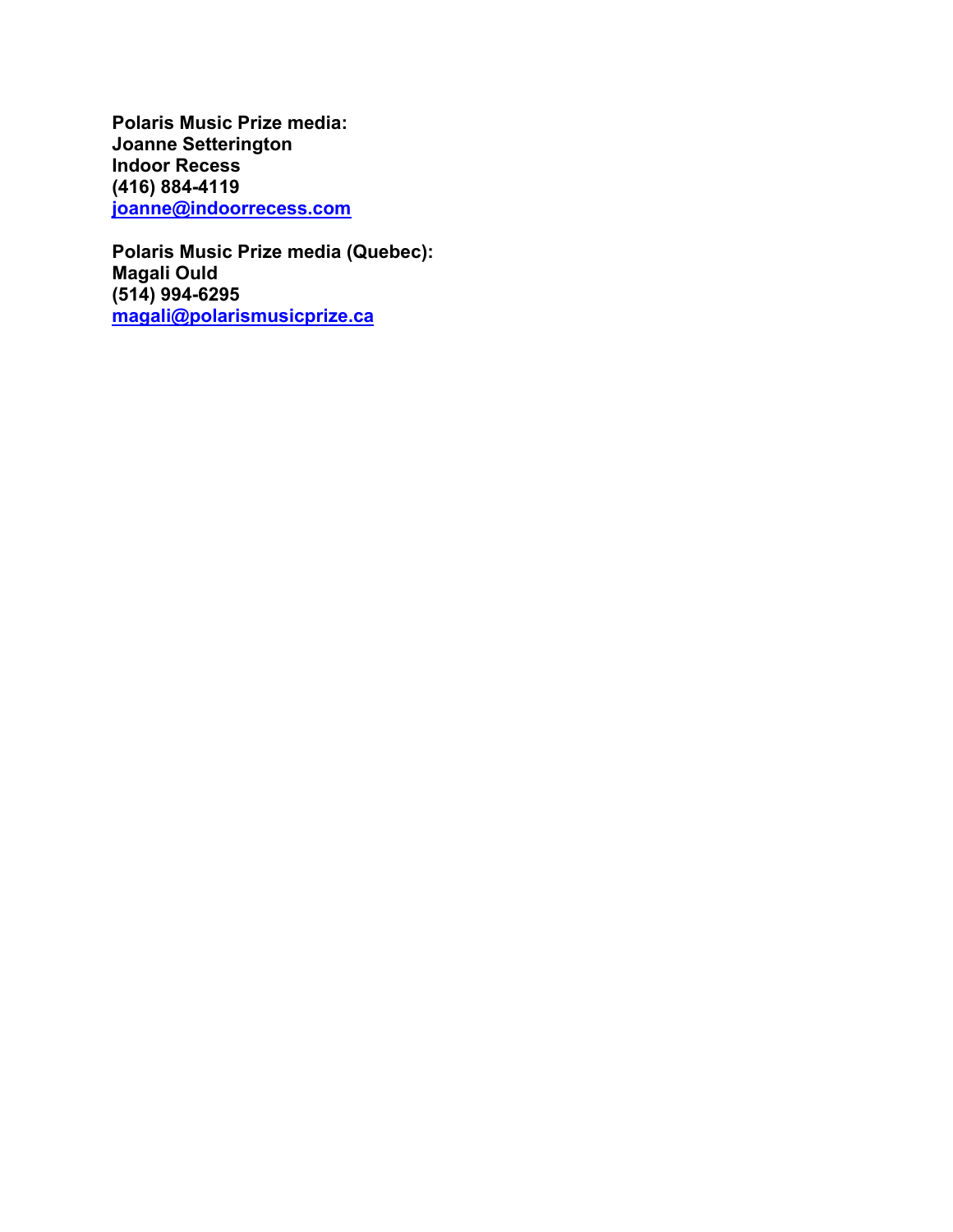**Polaris Music Prize media:**
**Joanne Setterington**
**Indoor Recess**
**(416) 884-4119**
**joanne@indoorrecess.com**

**Polaris Music Prize media (Quebec):**
**Magali Ould**
**(514) 994-6295**
**magali@polarismusicprize.ca**